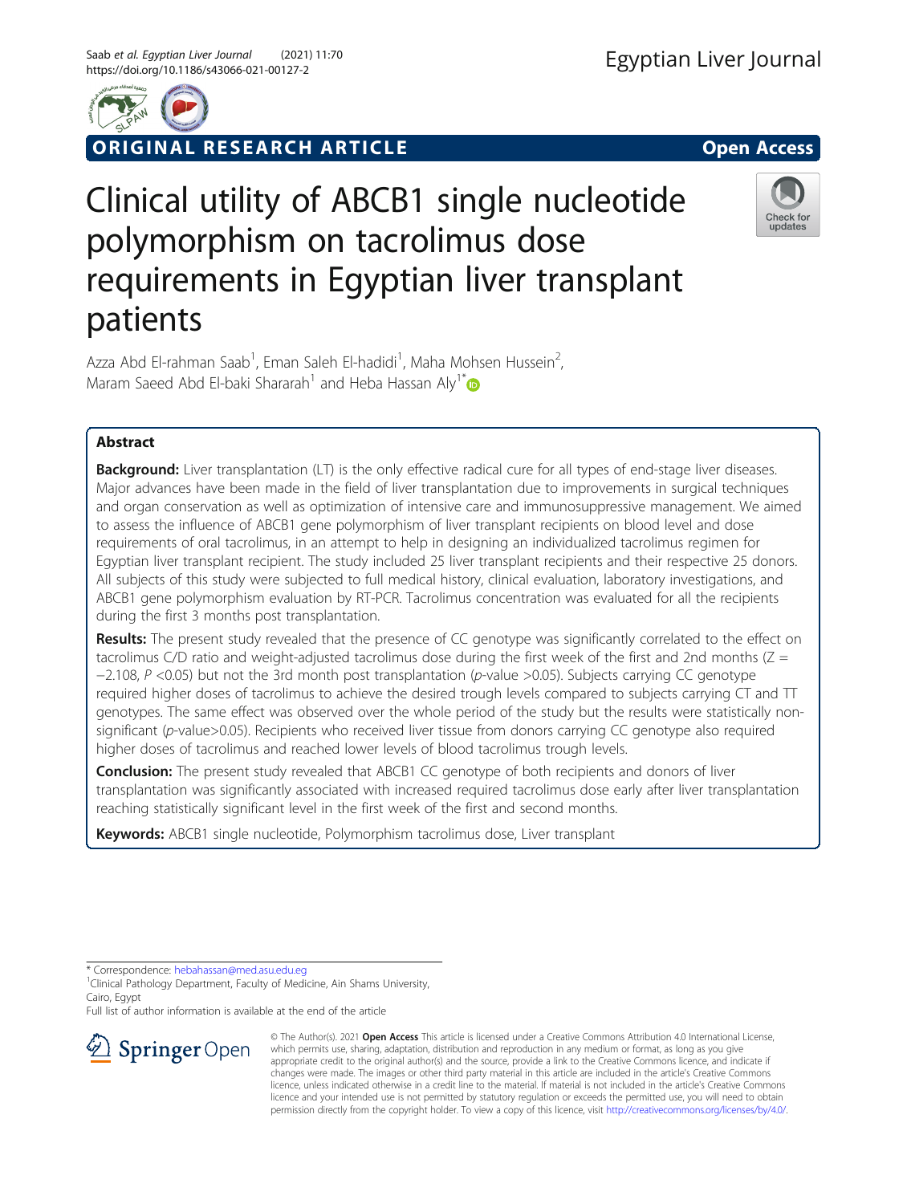ORIGINAL RESEARCH ARTICLE

Open Access

# Clinical utility of ABCB1 single nucleotide polymorphism on tacrolimus dose requirements in Egyptian liver transplant patients

Azza Abd El-rahman Saab[1], Eman Saleh El-hadidi[1], Maha Mohsen Hussein[2], Maram Saeed Abd El-baki Shararah[1] and Heba Hassan Aly[1*]

## Abstract

**Background:** Liver transplantation (LT) is the only effective radical cure for all types of end-stage liver diseases. Major advances have been made in the field of liver transplantation due to improvements in surgical techniques and organ conservation as well as optimization of intensive care and immunosuppressive management. We aimed to assess the influence of ABCB1 gene polymorphism of liver transplant recipients on blood level and dose requirements of oral tacrolimus, in an attempt to help in designing an individualized tacrolimus regimen for Egyptian liver transplant recipient. The study included 25 liver transplant recipients and their respective 25 donors. All subjects of this study were subjected to full medical history, clinical evaluation, laboratory investigations, and ABCB1 gene polymorphism evaluation by RT-PCR. Tacrolimus concentration was evaluated for all the recipients during the first 3 months post transplantation.

**Results:** The present study revealed that the presence of CC genotype was significantly correlated to the effect on tacrolimus C/D ratio and weight-adjusted tacrolimus dose during the first week of the first and 2nd months ($Z = -2.108$, $P < 0.05$) but not the 3rd month post transplantation ($p$-value $> 0.05$). Subjects carrying CC genotype required higher doses of tacrolimus to achieve the desired trough levels compared to subjects carrying CT and TT genotypes. The same effect was observed over the whole period of the study but the results were statistically non-significant ($p$-value$>0.05$). Recipients who received liver tissue from donors carrying CC genotype also required higher doses of tacrolimus and reached lower levels of blood tacrolimus trough levels.

**Conclusion:** The present study revealed that ABCB1 CC genotype of both recipients and donors of liver transplantation was significantly associated with increased required tacrolimus dose early after liver transplantation reaching statistically significant level in the first week of the first and second months.

**Keywords:** ABCB1 single nucleotide, Polymorphism tacrolimus dose, Liver transplant

* Correspondence: hebahassan@med.asu.edu.eg
[1]Clinical Pathology Department, Faculty of Medicine, Ain Shams University, Cairo, Egypt
Full list of author information is available at the end of the article

© The Author(s). 2021 **Open Access** This article is licensed under a Creative Commons Attribution 4.0 International License, which permits use, sharing, adaptation, distribution and reproduction in any medium or format, as long as you give appropriate credit to the original author(s) and the source, provide a link to the Creative Commons licence, and indicate if changes were made. The images or other third party material in this article are included in the article's Creative Commons licence, unless indicated otherwise in a credit line to the material. If material is not included in the article's Creative Commons licence and your intended use is not permitted by statutory regulation or exceeds the permitted use, you will need to obtain permission directly from the copyright holder. To view a copy of this licence, visit http://creativecommons.org/licenses/by/4.0/.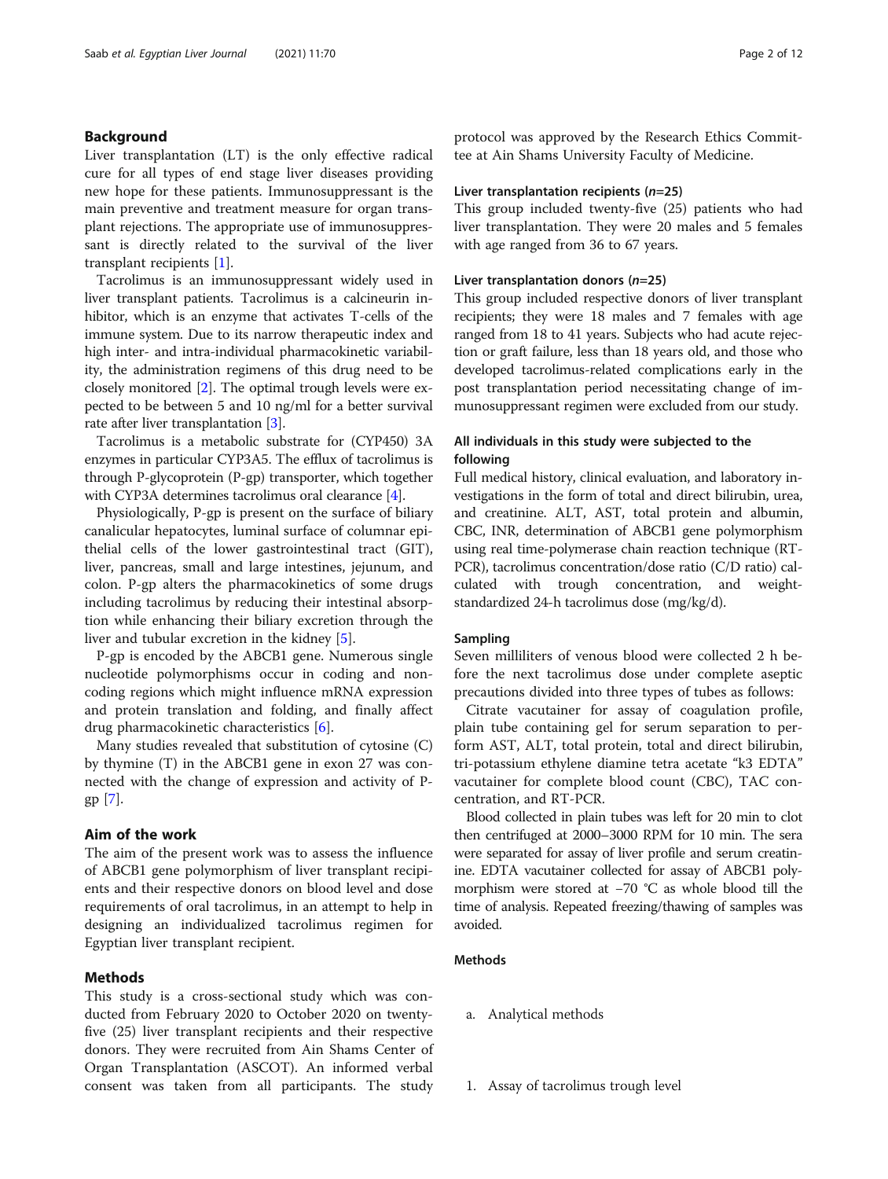## Background

Liver transplantation (LT) is the only effective radical cure for all types of end stage liver diseases providing new hope for these patients. Immunosuppressant is the main preventive and treatment measure for organ transplant rejections. The appropriate use of immunosuppressant is directly related to the survival of the liver transplant recipients [1].

Tacrolimus is an immunosuppressant widely used in liver transplant patients. Tacrolimus is a calcineurin inhibitor, which is an enzyme that activates T-cells of the immune system. Due to its narrow therapeutic index and high inter- and intra-individual pharmacokinetic variability, the administration regimens of this drug need to be closely monitored [2]. The optimal trough levels were expected to be between 5 and 10 ng/ml for a better survival rate after liver transplantation [3].

Tacrolimus is a metabolic substrate for (CYP450) 3A enzymes in particular CYP3A5. The efflux of tacrolimus is through P-glycoprotein (P-gp) transporter, which together with CYP3A determines tacrolimus oral clearance [4].

Physiologically, P-gp is present on the surface of biliary canalicular hepatocytes, luminal surface of columnar epithelial cells of the lower gastrointestinal tract (GIT), liver, pancreas, small and large intestines, jejunum, and colon. P-gp alters the pharmacokinetics of some drugs including tacrolimus by reducing their intestinal absorption while enhancing their biliary excretion through the liver and tubular excretion in the kidney [5].

P-gp is encoded by the ABCB1 gene. Numerous single nucleotide polymorphisms occur in coding and noncoding regions which might influence mRNA expression and protein translation and folding, and finally affect drug pharmacokinetic characteristics [6].

Many studies revealed that substitution of cytosine (C) by thymine (T) in the ABCB1 gene in exon 27 was connected with the change of expression and activity of P-gp [7].

## Aim of the work

The aim of the present work was to assess the influence of ABCB1 gene polymorphism of liver transplant recipients and their respective donors on blood level and dose requirements of oral tacrolimus, in an attempt to help in designing an individualized tacrolimus regimen for Egyptian liver transplant recipient.

## Methods

This study is a cross-sectional study which was conducted from February 2020 to October 2020 on twenty-five (25) liver transplant recipients and their respective donors. They were recruited from Ain Shams Center of Organ Transplantation (ASCOT). An informed verbal consent was taken from all participants. The study protocol was approved by the Research Ethics Committee at Ain Shams University Faculty of Medicine.

### Liver transplantation recipients (*n*=25)

This group included twenty-five (25) patients who had liver transplantation. They were 20 males and 5 females with age ranged from 36 to 67 years.

### Liver transplantation donors (*n*=25)

This group included respective donors of liver transplant recipients; they were 18 males and 7 females with age ranged from 18 to 41 years. Subjects who had acute rejection or graft failure, less than 18 years old, and those who developed tacrolimus-related complications early in the post transplantation period necessitating change of immunosuppressant regimen were excluded from our study.

### All individuals in this study were subjected to the following

Full medical history, clinical evaluation, and laboratory investigations in the form of total and direct bilirubin, urea, and creatinine. ALT, AST, total protein and albumin, CBC, INR, determination of ABCB1 gene polymorphism using real time-polymerase chain reaction technique (RT-PCR), tacrolimus concentration/dose ratio (C/D ratio) calculated with trough concentration, and weight-standardized 24-h tacrolimus dose (mg/kg/d).

### Sampling

Seven milliliters of venous blood were collected 2 h before the next tacrolimus dose under complete aseptic precautions divided into three types of tubes as follows:

Citrate vacutainer for assay of coagulation profile, plain tube containing gel for serum separation to perform AST, ALT, total protein, total and direct bilirubin, tri-potassium ethylene diamine tetra acetate "k3 EDTA" vacutainer for complete blood count (CBC), TAC concentration, and RT-PCR.

Blood collected in plain tubes was left for 20 min to clot then centrifuged at 2000–3000 RPM for 10 min. The sera were separated for assay of liver profile and serum creatinine. EDTA vacutainer collected for assay of ABCB1 polymorphism were stored at −70 °C as whole blood till the time of analysis. Repeated freezing/thawing of samples was avoided.

### Methods

a. Analytical methods

1. Assay of tacrolimus trough level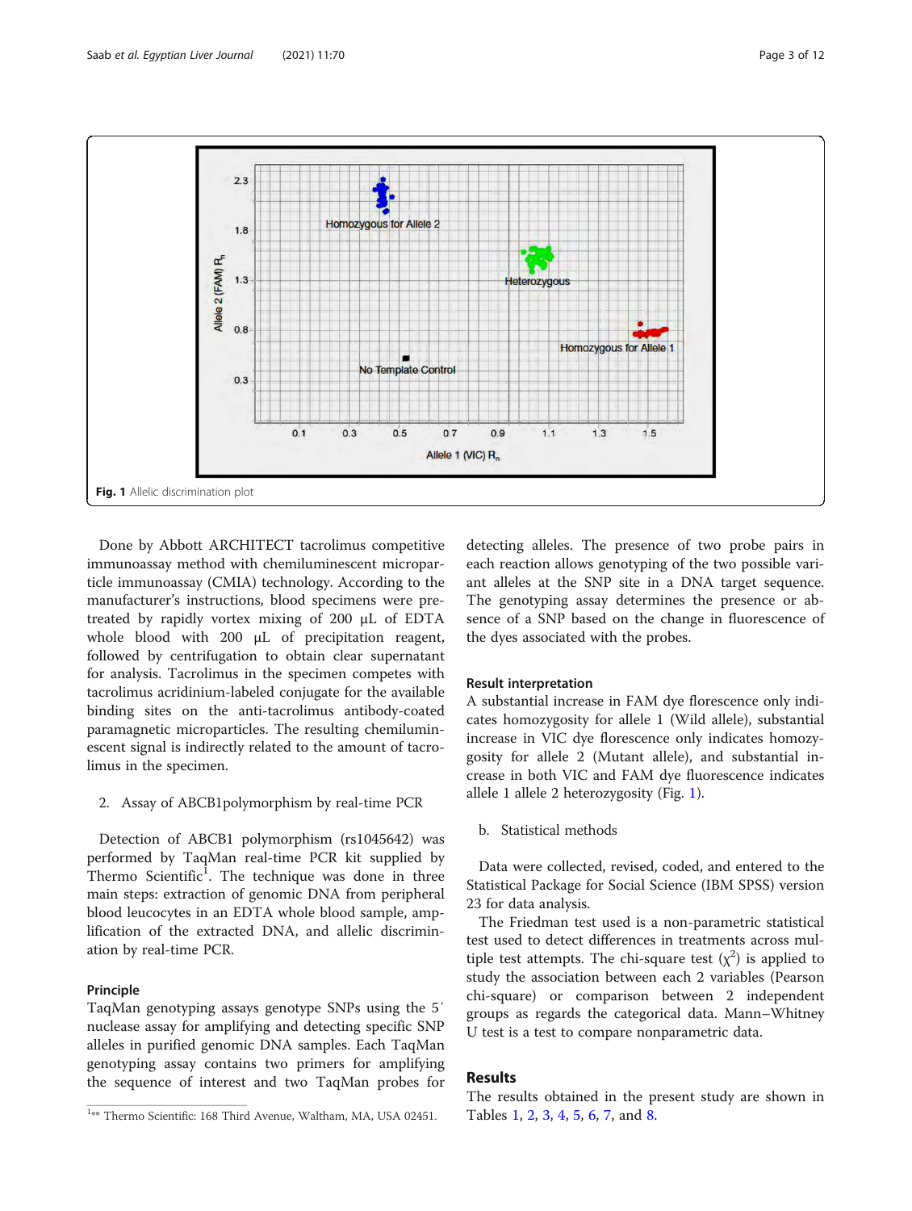Fig. 1 Allelic discrimination plot

Done by Abbott ARCHITECT tacrolimus competitive immunoassay method with chemiluminescent microparticle immunoassay (CMIA) technology. According to the manufacturer's instructions, blood specimens were pretreated by rapidly vortex mixing of 200 μL of EDTA whole blood with 200 μL of precipitation reagent, followed by centrifugation to obtain clear supernatant for analysis. Tacrolimus in the specimen competes with tacrolimus acridinium-labeled conjugate for the available binding sites on the anti-tacrolimus antibody-coated paramagnetic microparticles. The resulting chemiluminescent signal is indirectly related to the amount of tacrolimus in the specimen.

2. Assay of ABCB1polymorphism by real-time PCR

Detection of ABCB1 polymorphism (rs1045642) was performed by TaqMan real-time PCR kit supplied by Thermo Scientific[1]. The technique was done in three main steps: extraction of genomic DNA from peripheral blood leucocytes in an EDTA whole blood sample, amplification of the extracted DNA, and allelic discrimination by real-time PCR.

### Principle

TaqMan genotyping assays genotype SNPs using the 5′ nuclease assay for amplifying and detecting specific SNP alleles in purified genomic DNA samples. Each TaqMan genotyping assay contains two primers for amplifying the sequence of interest and two TaqMan probes for detecting alleles. The presence of two probe pairs in each reaction allows genotyping of the two possible variant alleles at the SNP site in a DNA target sequence. The genotyping assay determines the presence or absence of a SNP based on the change in fluorescence of the dyes associated with the probes.

### Result interpretation

A substantial increase in FAM dye florescence only indicates homozygosity for allele 1 (Wild allele), substantial increase in VIC dye florescence only indicates homozygosity for allele 2 (Mutant allele), and substantial increase in both VIC and FAM dye fluorescence indicates allele 1 allele 2 heterozygosity (Fig. 1).

b. Statistical methods

Data were collected, revised, coded, and entered to the Statistical Package for Social Science (IBM SPSS) version 23 for data analysis.

The Friedman test used is a non-parametric statistical test used to detect differences in treatments across multiple test attempts. The chi-square test ($\chi^2$) is applied to study the association between each 2 variables (Pearson chi-square) or comparison between 2 independent groups as regards the categorical data. Mann–Whitney U test is a test to compare nonparametric data.

## Results

The results obtained in the present study are shown in Tables 1, 2, 3, 4, 5, 6, 7, and 8.

[1]** Thermo Scientific: 168 Third Avenue, Waltham, MA, USA 02451.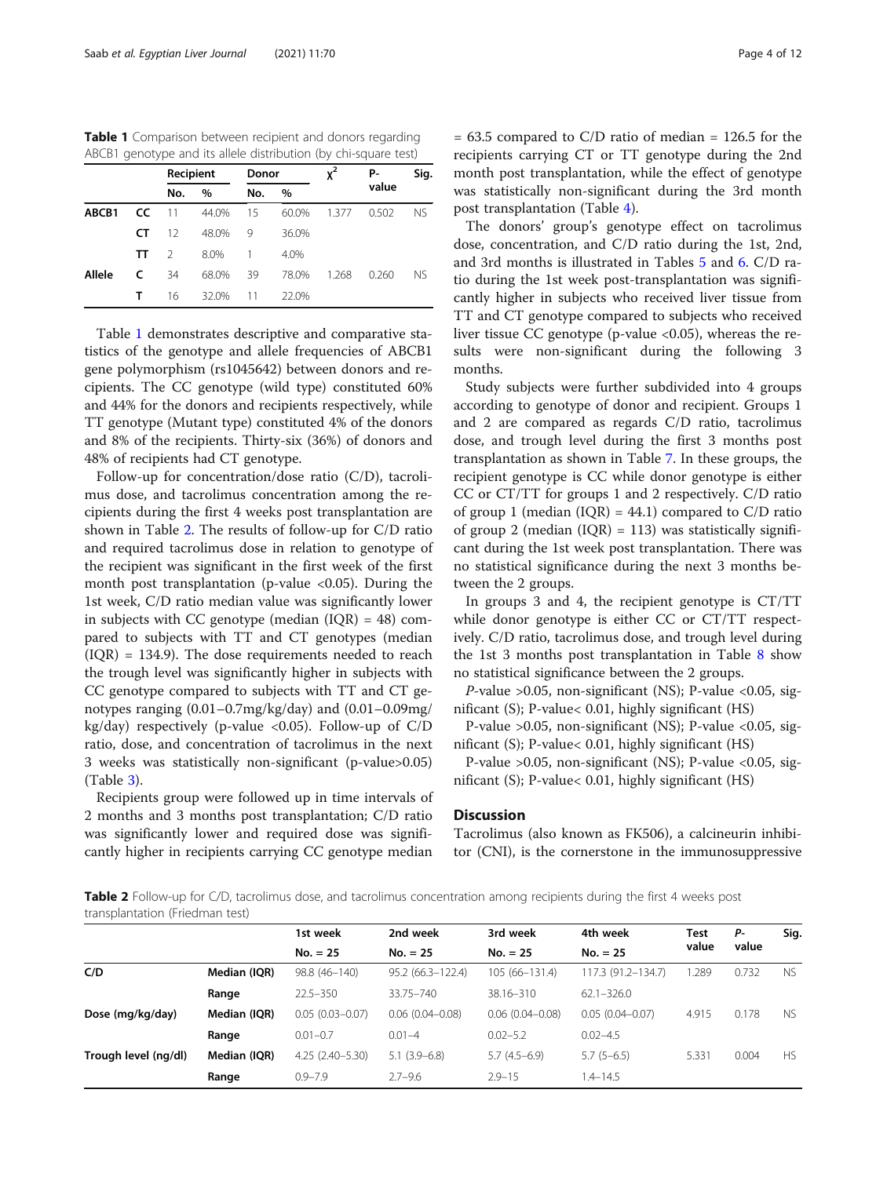**Table 1** Comparison between recipient and donors regarding ABCB1 genotype and its allele distribution (by chi-square test)

| | | Recipient | | Donor | | $\chi^2$ | P-value | Sig. |
|---|---|---|---|---|---|---|---|---|
| | | No. | % | No. | % | | | |
| ABCB1 | CC | 11 | 44.0% | 15 | 60.0% | 1.377 | 0.502 | NS |
| | CT | 12 | 48.0% | 9 | 36.0% | | | |
| | TT | 2 | 8.0% | 1 | 4.0% | | | |
| Allele | C | 34 | 68.0% | 39 | 78.0% | 1.268 | 0.260 | NS |
| | T | 16 | 32.0% | 11 | 22.0% | | | |

Table 1 demonstrates descriptive and comparative statistics of the genotype and allele frequencies of ABCB1 gene polymorphism (rs1045642) between donors and recipients. The CC genotype (wild type) constituted 60% and 44% for the donors and recipients respectively, while TT genotype (Mutant type) constituted 4% of the donors and 8% of the recipients. Thirty-six (36%) of donors and 48% of recipients had CT genotype.

Follow-up for concentration/dose ratio (C/D), tacrolimus dose, and tacrolimus concentration among the recipients during the first 4 weeks post transplantation are shown in Table 2. The results of follow-up for C/D ratio and required tacrolimus dose in relation to genotype of the recipient was significant in the first week of the first month post transplantation (p-value <0.05). During the 1st week, C/D ratio median value was significantly lower in subjects with CC genotype (median (IQR) = 48) compared to subjects with TT and CT genotypes (median (IQR) = 134.9). The dose requirements needed to reach the trough level was significantly higher in subjects with CC genotype compared to subjects with TT and CT genotypes ranging (0.01–0.7mg/kg/day) and (0.01–0.09mg/kg/day) respectively (p-value <0.05). Follow-up of C/D ratio, dose, and concentration of tacrolimus in the next 3 weeks was statistically non-significant (p-value>0.05) (Table 3).

Recipients group were followed up in time intervals of 2 months and 3 months post transplantation; C/D ratio was significantly lower and required dose was significantly higher in recipients carrying CC genotype median = 63.5 compared to C/D ratio of median = 126.5 for the recipients carrying CT or TT genotype during the 2nd month post transplantation, while the effect of genotype was statistically non-significant during the 3rd month post transplantation (Table 4).

The donors' group's genotype effect on tacrolimus dose, concentration, and C/D ratio during the 1st, 2nd, and 3rd months is illustrated in Tables 5 and 6. C/D ratio during the 1st week post-transplantation was significantly higher in subjects who received liver tissue from TT and CT genotype compared to subjects who received liver tissue CC genotype (p-value <0.05), whereas the results were non-significant during the following 3 months.

Study subjects were further subdivided into 4 groups according to genotype of donor and recipient. Groups 1 and 2 are compared as regards C/D ratio, tacrolimus dose, and trough level during the first 3 months post transplantation as shown in Table 7. In these groups, the recipient genotype is CC while donor genotype is either CC or CT/TT for groups 1 and 2 respectively. C/D ratio of group 1 (median (IQR) = 44.1) compared to C/D ratio of group 2 (median (IQR) = 113) was statistically significant during the 1st week post transplantation. There was no statistical significance during the next 3 months between the 2 groups.

In groups 3 and 4, the recipient genotype is CT/TT while donor genotype is either CC or CT/TT respectively. C/D ratio, tacrolimus dose, and trough level during the 1st 3 months post transplantation in Table 8 show no statistical significance between the 2 groups.

*P*-value >0.05, non-significant (NS); P-value <0.05, significant (S); P-value< 0.01, highly significant (HS)

P-value >0.05, non-significant (NS); P-value <0.05, significant (S); P-value< 0.01, highly significant (HS)

P-value >0.05, non-significant (NS); P-value <0.05, significant (S); P-value< 0.01, highly significant (HS)

## Discussion

Tacrolimus (also known as FK506), a calcineurin inhibitor (CNI), is the cornerstone in the immunosuppressive

**Table 2** Follow-up for C/D, tacrolimus dose, and tacrolimus concentration among recipients during the first 4 weeks post transplantation (Friedman test)

| | | 1st week | 2nd week | 3rd week | 4th week | Test value | P-value | Sig. |
|---|---|---|---|---|---|---|---|---|
| | | No. = 25 | No. = 25 | No. = 25 | No. = 25 | | | |
| C/D | Median (IQR) | 98.8 (46–140) | 95.2 (66.3–122.4) | 105 (66–131.4) | 117.3 (91.2–134.7) | 1.289 | 0.732 | NS |
| | Range | 22.5–350 | 33.75–740 | 38.16–310 | 62.1–326.0 | | | |
| Dose (mg/kg/day) | Median (IQR) | 0.05 (0.03–0.07) | 0.06 (0.04–0.08) | 0.06 (0.04–0.08) | 0.05 (0.04–0.07) | 4.915 | 0.178 | NS |
| | Range | 0.01–0.7 | 0.01–4 | 0.02–5.2 | 0.02–4.5 | | | |
| Trough level (ng/dl) | Median (IQR) | 4.25 (2.40–5.30) | 5.1 (3.9–6.8) | 5.7 (4.5–6.9) | 5.7 (5–6.5) | 5.331 | 0.004 | HS |
| | Range | 0.9–7.9 | 2.7–9.6 | 2.9–15 | 1.4–14.5 | | | |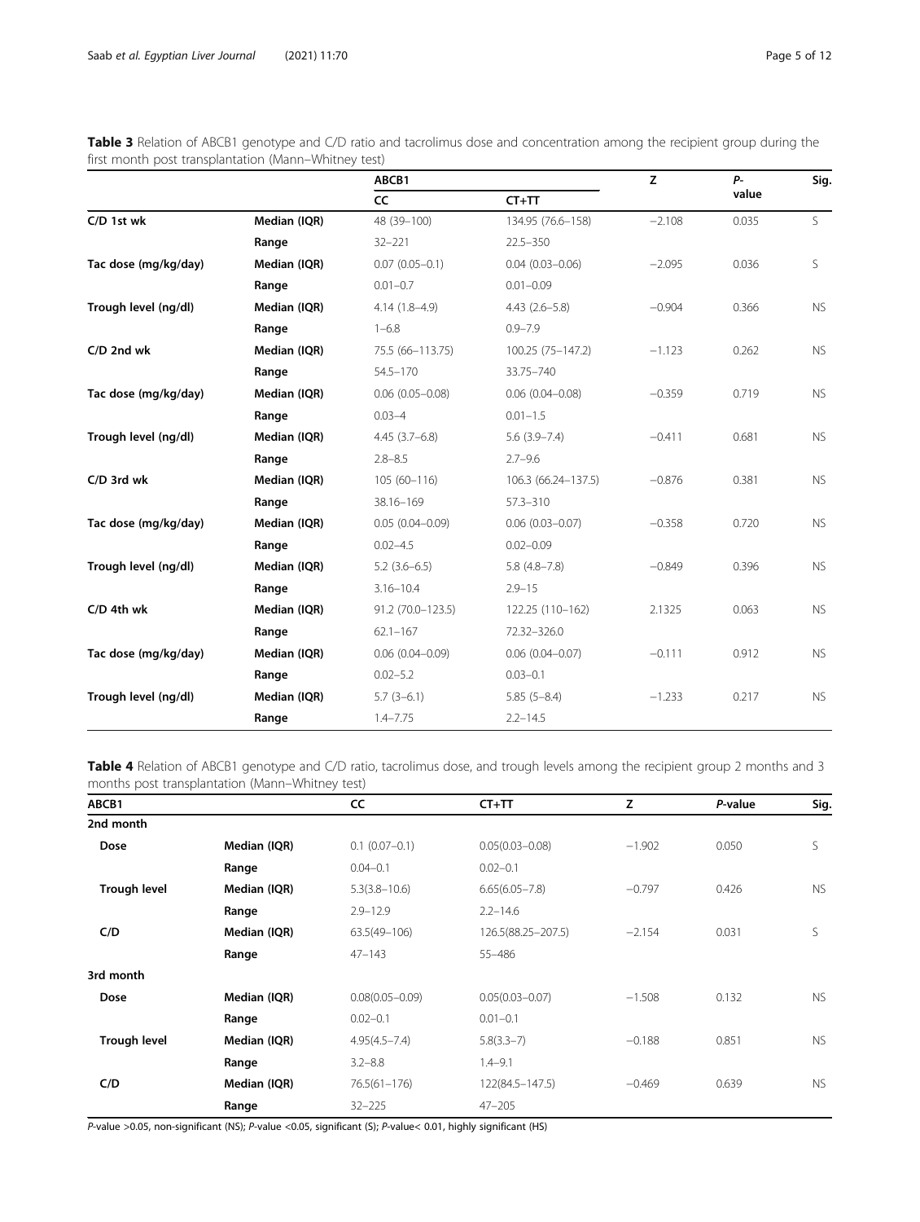**Table 3** Relation of ABCB1 genotype and C/D ratio and tacrolimus dose and concentration among the recipient group during the first month post transplantation (Mann–Whitney test)

| | | ABCB1 | | Z | P-value | Sig. |
|---|---|---|---|---|---|---|
| | | CC | CT+TT | | | |
| **C/D 1st wk** | **Median (IQR)** | 48 (39–100) | 134.95 (76.6–158) | −2.108 | 0.035 | S |
| | **Range** | 32–221 | 22.5–350 | | | |
| **Tac dose (mg/kg/day)** | **Median (IQR)** | 0.07 (0.05–0.1) | 0.04 (0.03–0.06) | −2.095 | 0.036 | S |
| | **Range** | 0.01–0.7 | 0.01–0.09 | | | |
| **Trough level (ng/dl)** | **Median (IQR)** | 4.14 (1.8–4.9) | 4.43 (2.6–5.8) | −0.904 | 0.366 | NS |
| | **Range** | 1–6.8 | 0.9–7.9 | | | |
| **C/D 2nd wk** | **Median (IQR)** | 75.5 (66–113.75) | 100.25 (75–147.2) | −1.123 | 0.262 | NS |
| | **Range** | 54.5–170 | 33.75–740 | | | |
| **Tac dose (mg/kg/day)** | **Median (IQR)** | 0.06 (0.05–0.08) | 0.06 (0.04–0.08) | −0.359 | 0.719 | NS |
| | **Range** | 0.03–4 | 0.01–1.5 | | | |
| **Trough level (ng/dl)** | **Median (IQR)** | 4.45 (3.7–6.8) | 5.6 (3.9–7.4) | −0.411 | 0.681 | NS |
| | **Range** | 2.8–8.5 | 2.7–9.6 | | | |
| **C/D 3rd wk** | **Median (IQR)** | 105 (60–116) | 106.3 (66.24–137.5) | −0.876 | 0.381 | NS |
| | **Range** | 38.16–169 | 57.3–310 | | | |
| **Tac dose (mg/kg/day)** | **Median (IQR)** | 0.05 (0.04–0.09) | 0.06 (0.03–0.07) | −0.358 | 0.720 | NS |
| | **Range** | 0.02–4.5 | 0.02–0.09 | | | |
| **Trough level (ng/dl)** | **Median (IQR)** | 5.2 (3.6–6.5) | 5.8 (4.8–7.8) | −0.849 | 0.396 | NS |
| | **Range** | 3.16–10.4 | 2.9–15 | | | |
| **C/D 4th wk** | **Median (IQR)** | 91.2 (70.0–123.5) | 122.25 (110–162) | 2.1325 | 0.063 | NS |
| | **Range** | 62.1–167 | 72.32–326.0 | | | |
| **Tac dose (mg/kg/day)** | **Median (IQR)** | 0.06 (0.04–0.09) | 0.06 (0.04–0.07) | −0.111 | 0.912 | NS |
| | **Range** | 0.02–5.2 | 0.03–0.1 | | | |
| **Trough level (ng/dl)** | **Median (IQR)** | 5.7 (3–6.1) | 5.85 (5–8.4) | −1.233 | 0.217 | NS |
| | **Range** | 1.4–7.75 | 2.2–14.5 | | | |

**Table 4** Relation of ABCB1 genotype and C/D ratio, tacrolimus dose, and trough levels among the recipient group 2 months and 3 months post transplantation (Mann–Whitney test)

| ABCB1 | | CC | CT+TT | Z | P-value | Sig. |
|---|---|---|---|---|---|---|
| **2nd month** | | | | | | |
| **Dose** | **Median (IQR)** | 0.1 (0.07–0.1) | 0.05(0.03–0.08) | −1.902 | 0.050 | S |
| | **Range** | 0.04–0.1 | 0.02–0.1 | | | |
| **Trough level** | **Median (IQR)** | 5.3(3.8–10.6) | 6.65(6.05–7.8) | −0.797 | 0.426 | NS |
| | **Range** | 2.9–12.9 | 2.2–14.6 | | | |
| **C/D** | **Median (IQR)** | 63.5(49–106) | 126.5(88.25–207.5) | −2.154 | 0.031 | S |
| | **Range** | 47–143 | 55–486 | | | |
| **3rd month** | | | | | | |
| **Dose** | **Median (IQR)** | 0.08(0.05–0.09) | 0.05(0.03–0.07) | −1.508 | 0.132 | NS |
| | **Range** | 0.02–0.1 | 0.01–0.1 | | | |
| **Trough level** | **Median (IQR)** | 4.95(4.5–7.4) | 5.8(3.3–7) | −0.188 | 0.851 | NS |
| | **Range** | 3.2–8.8 | 1.4–9.1 | | | |
| **C/D** | **Median (IQR)** | 76.5(61–176) | 122(84.5–147.5) | −0.469 | 0.639 | NS |
| | **Range** | 32–225 | 47–205 | | | |

*P*-value >0.05, non-significant (NS); *P*-value <0.05, significant (S); *P*-value< 0.01, highly significant (HS)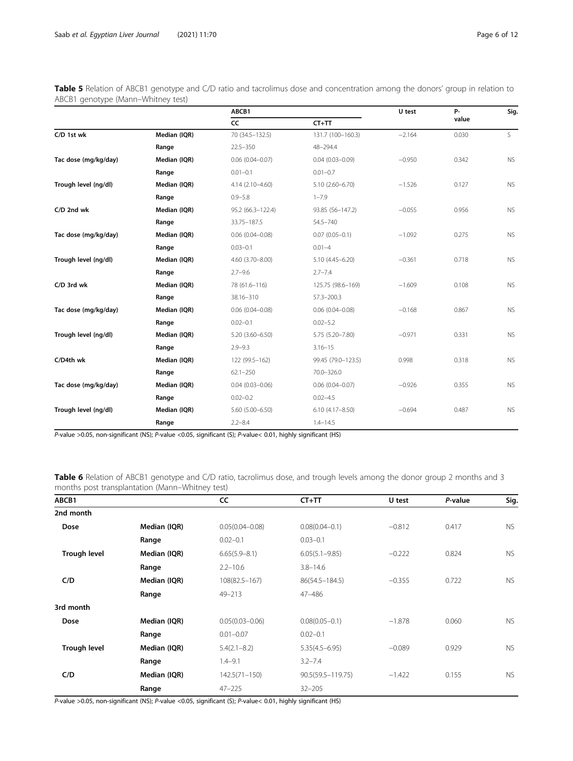**Table 5** Relation of ABCB1 genotype and C/D ratio and tacrolimus dose and concentration among the donors' group in relation to ABCB1 genotype (Mann–Whitney test)

| | | ABCB1 | | U test | P-value | Sig. |
|---|---|---|---|---|---|---|
| | | CC | CT+TT | | | |
| **C/D 1st wk** | **Median (IQR)** | 70 (34.5–132.5) | 131.7 (100–160.3) | −2.164 | 0.030 | S |
| | **Range** | 22.5–350 | 48–294.4 | | | |
| **Tac dose (mg/kg/day)** | **Median (IQR)** | 0.06 (0.04–0.07) | 0.04 (0.03–0.09) | −0.950 | 0.342 | NS |
| | **Range** | 0.01–0.1 | 0.01–0.7 | | | |
| **Trough level (ng/dl)** | **Median (IQR)** | 4.14 (2.10–4.60) | 5.10 (2.60–6.70) | −1.526 | 0.127 | NS |
| | **Range** | 0.9–5.8 | 1–7.9 | | | |
| **C/D 2nd wk** | **Median (IQR)** | 95.2 (66.3–122.4) | 93.85 (56–147.2) | −0.055 | 0.956 | NS |
| | **Range** | 33.75–187.5 | 54.5–740 | | | |
| **Tac dose (mg/kg/day)** | **Median (IQR)** | 0.06 (0.04–0.08) | 0.07 (0.05–0.1) | −1.092 | 0.275 | NS |
| | **Range** | 0.03–0.1 | 0.01–4 | | | |
| **Trough level (ng/dl)** | **Median (IQR)** | 4.60 (3.70–8.00) | 5.10 (4.45–6.20) | −0.361 | 0.718 | NS |
| | **Range** | 2.7–9.6 | 2.7–7.4 | | | |
| **C/D 3rd wk** | **Median (IQR)** | 78 (61.6–116) | 125.75 (98.6–169) | −1.609 | 0.108 | NS |
| | **Range** | 38.16–310 | 57.3–200.3 | | | |
| **Tac dose (mg/kg/day)** | **Median (IQR)** | 0.06 (0.04–0.08) | 0.06 (0.04–0.08) | −0.168 | 0.867 | NS |
| | **Range** | 0.02–0.1 | 0.02–5.2 | | | |
| **Trough level (ng/dl)** | **Median (IQR)** | 5.20 (3.60–6.50) | 5.75 (5.20–7.80) | −0.971 | 0.331 | NS |
| | **Range** | 2.9–9.3 | 3.16–15 | | | |
| **C/D4th wk** | **Median (IQR)** | 122 (99.5–162) | 99.45 (79.0–123.5) | 0.998 | 0.318 | NS |
| | **Range** | 62.1–250 | 70.0–326.0 | | | |
| **Tac dose (mg/kg/day)** | **Median (IQR)** | 0.04 (0.03–0.06) | 0.06 (0.04–0.07) | −0.926 | 0.355 | NS |
| | **Range** | 0.02–0.2 | 0.02–4.5 | | | |
| **Trough level (ng/dl)** | **Median (IQR)** | 5.60 (5.00–6.50) | 6.10 (4.17–8.50) | −0.694 | 0.487 | NS |
| | **Range** | 2.2–8.4 | 1.4–14.5 | | | |

*P*-value >0.05, non-significant (NS); *P*-value <0.05, significant (S); *P*-value< 0.01, highly significant (HS)

**Table 6** Relation of ABCB1 genotype and C/D ratio, tacrolimus dose, and trough levels among the donor group 2 months and 3 months post transplantation (Mann–Whitney test)

| ABCB1 | | CC | CT+TT | U test | *P*-value | Sig. |
|---|---|---|---|---|---|---|
| **2nd month** | | | | | | |
| **Dose** | **Median (IQR)** | 0.05(0.04–0.08) | 0.08(0.04–0.1) | −0.812 | 0.417 | NS |
| | **Range** | 0.02–0.1 | 0.03–0.1 | | | |
| **Trough level** | **Median (IQR)** | 6.65(5.9–8.1) | 6.05(5.1–9.85) | −0.222 | 0.824 | NS |
| | **Range** | 2.2–10.6 | 3.8–14.6 | | | |
| **C/D** | **Median (IQR)** | 108(82.5–167) | 86(54.5–184.5) | −0.355 | 0.722 | NS |
| | **Range** | 49–213 | 47–486 | | | |
| **3rd month** | | | | | | |
| **Dose** | **Median (IQR)** | 0.05(0.03–0.06) | 0.08(0.05–0.1) | −1.878 | 0.060 | NS |
| | **Range** | 0.01–0.07 | 0.02–0.1 | | | |
| **Trough level** | **Median (IQR)** | 5.4(2.1–8.2) | 5.35(4.5–6.95) | −0.089 | 0.929 | NS |
| | **Range** | 1.4–9.1 | 3.2–7.4 | | | |
| **C/D** | **Median (IQR)** | 142.5(71–150) | 90.5(59.5–119.75) | −1.422 | 0.155 | NS |
| | **Range** | 47–225 | 32–205 | | | |

*P*-value >0.05, non-significant (NS); *P*-value <0.05, significant (S); *P*-value< 0.01, highly significant (HS)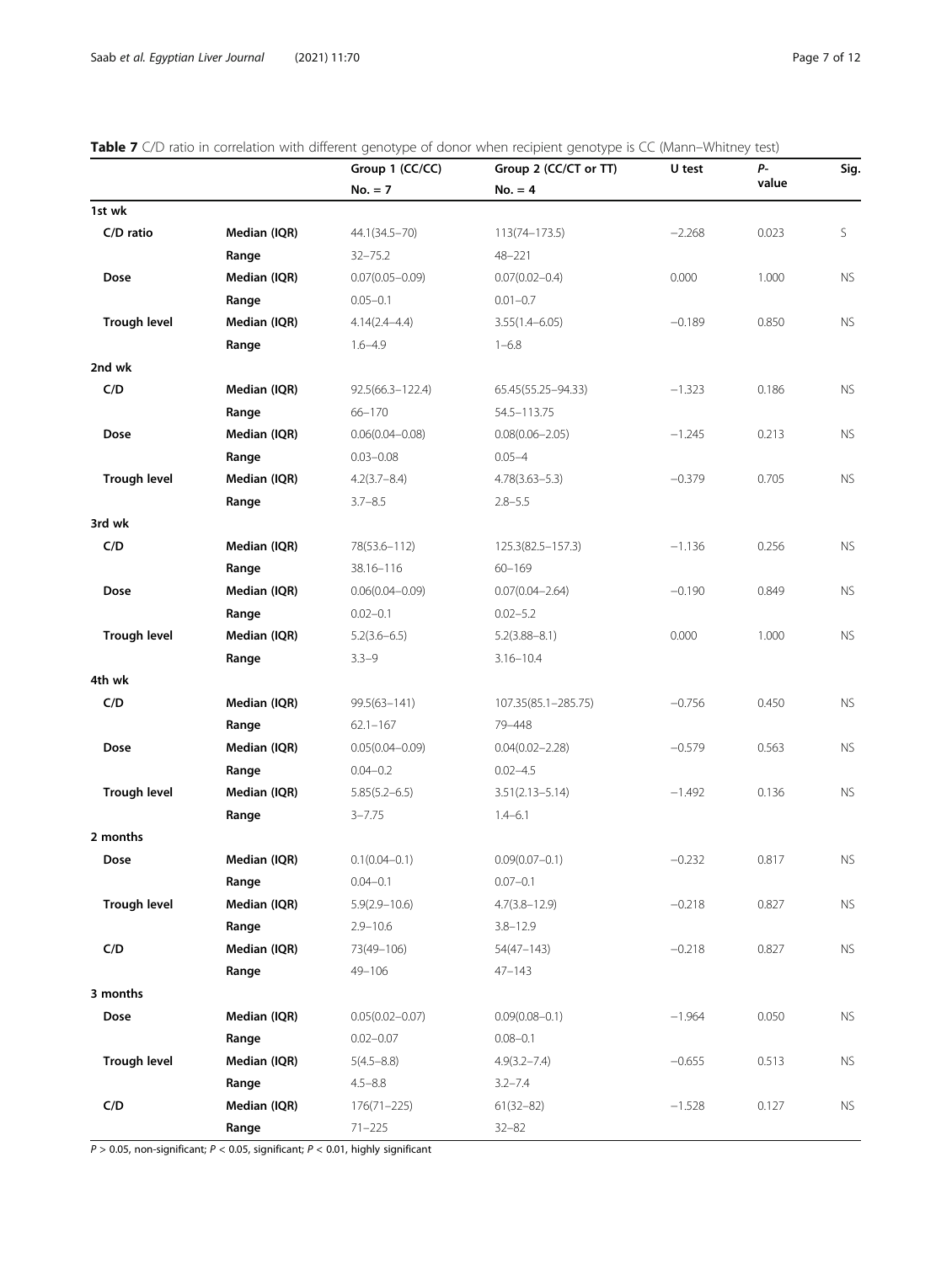**Table 7** C/D ratio in correlation with different genotype of donor when recipient genotype is CC (Mann–Whitney test)

| | | Group 1 (CC/CC) No. = 7 | Group 2 (CC/CT or TT) No. = 4 | U test | *P*-value | Sig. |
|---|---|---|---|---|---|---|
| **1st wk** | | | | | | |
| **C/D ratio** | **Median (IQR)** | 44.1(34.5–70) | 113(74–173.5) | −2.268 | 0.023 | S |
| | **Range** | 32–75.2 | 48–221 | | | |
| **Dose** | **Median (IQR)** | 0.07(0.05–0.09) | 0.07(0.02–0.4) | 0.000 | 1.000 | NS |
| | **Range** | 0.05–0.1 | 0.01–0.7 | | | |
| **Trough level** | **Median (IQR)** | 4.14(2.4–4.4) | 3.55(1.4–6.05) | −0.189 | 0.850 | NS |
| | **Range** | 1.6–4.9 | 1–6.8 | | | |
| **2nd wk** | | | | | | |
| **C/D** | **Median (IQR)** | 92.5(66.3–122.4) | 65.45(55.25–94.33) | −1.323 | 0.186 | NS |
| | **Range** | 66–170 | 54.5–113.75 | | | |
| **Dose** | **Median (IQR)** | 0.06(0.04–0.08) | 0.08(0.06–2.05) | −1.245 | 0.213 | NS |
| | **Range** | 0.03–0.08 | 0.05–4 | | | |
| **Trough level** | **Median (IQR)** | 4.2(3.7–8.4) | 4.78(3.63–5.3) | −0.379 | 0.705 | NS |
| | **Range** | 3.7–8.5 | 2.8–5.5 | | | |
| **3rd wk** | | | | | | |
| **C/D** | **Median (IQR)** | 78(53.6–112) | 125.3(82.5–157.3) | −1.136 | 0.256 | NS |
| | **Range** | 38.16–116 | 60–169 | | | |
| **Dose** | **Median (IQR)** | 0.06(0.04–0.09) | 0.07(0.04–2.64) | −0.190 | 0.849 | NS |
| | **Range** | 0.02–0.1 | 0.02–5.2 | | | |
| **Trough level** | **Median (IQR)** | 5.2(3.6–6.5) | 5.2(3.88–8.1) | 0.000 | 1.000 | NS |
| | **Range** | 3.3–9 | 3.16–10.4 | | | |
| **4th wk** | | | | | | |
| **C/D** | **Median (IQR)** | 99.5(63–141) | 107.35(85.1–285.75) | −0.756 | 0.450 | NS |
| | **Range** | 62.1–167 | 79–448 | | | |
| **Dose** | **Median (IQR)** | 0.05(0.04–0.09) | 0.04(0.02–2.28) | −0.579 | 0.563 | NS |
| | **Range** | 0.04–0.2 | 0.02–4.5 | | | |
| **Trough level** | **Median (IQR)** | 5.85(5.2–6.5) | 3.51(2.13–5.14) | −1.492 | 0.136 | NS |
| | **Range** | 3–7.75 | 1.4–6.1 | | | |
| **2 months** | | | | | | |
| **Dose** | **Median (IQR)** | 0.1(0.04–0.1) | 0.09(0.07–0.1) | −0.232 | 0.817 | NS |
| | **Range** | 0.04–0.1 | 0.07–0.1 | | | |
| **Trough level** | **Median (IQR)** | 5.9(2.9–10.6) | 4.7(3.8–12.9) | −0.218 | 0.827 | NS |
| | **Range** | 2.9–10.6 | 3.8–12.9 | | | |
| **C/D** | **Median (IQR)** | 73(49–106) | 54(47–143) | −0.218 | 0.827 | NS |
| | **Range** | 49–106 | 47–143 | | | |
| **3 months** | | | | | | |
| **Dose** | **Median (IQR)** | 0.05(0.02–0.07) | 0.09(0.08–0.1) | −1.964 | 0.050 | NS |
| | **Range** | 0.02–0.07 | 0.08–0.1 | | | |
| **Trough level** | **Median (IQR)** | 5(4.5–8.8) | 4.9(3.2–7.4) | −0.655 | 0.513 | NS |
| | **Range** | 4.5–8.8 | 3.2–7.4 | | | |
| **C/D** | **Median (IQR)** | 176(71–225) | 61(32–82) | −1.528 | 0.127 | NS |
| | **Range** | 71–225 | 32–82 | | | |

$P > 0.05$, non-significant; $P < 0.05$, significant; $P < 0.01$, highly significant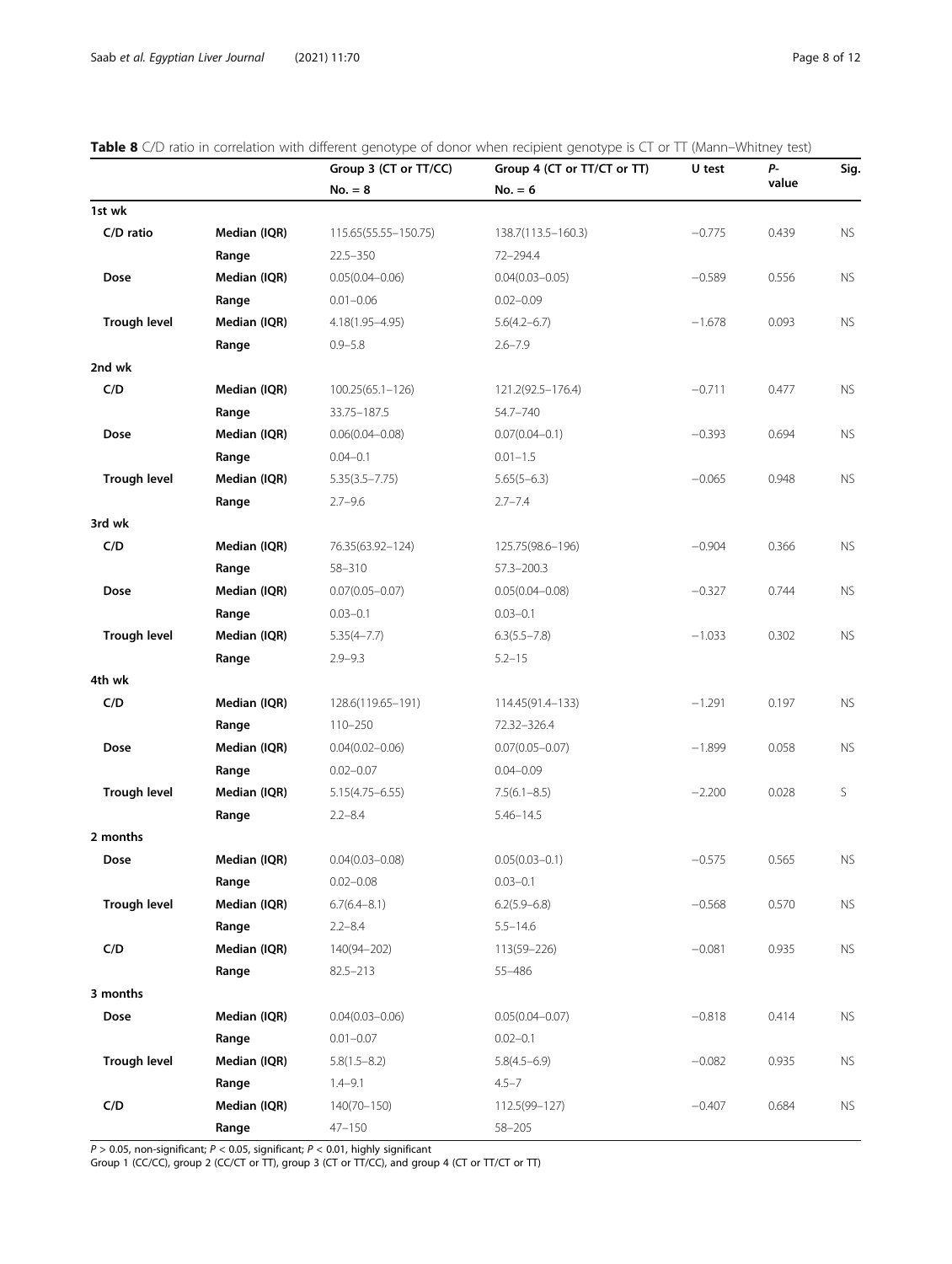**Table 8** C/D ratio in correlation with different genotype of donor when recipient genotype is CT or TT (Mann–Whitney test)

| | | Group 3 (CT or TT/CC) | Group 4 (CT or TT/CT or TT) | U test | *P*-value | Sig. |
|---|---|---|---|---|---|---|
| | | No. = 8 | No. = 6 | | | |
| **1st wk** | | | | | | |
| **C/D ratio** | **Median (IQR)** | 115.65(55.55–150.75) | 138.7(113.5–160.3) | −0.775 | 0.439 | NS |
| | **Range** | 22.5–350 | 72–294.4 | | | |
| **Dose** | **Median (IQR)** | 0.05(0.04–0.06) | 0.04(0.03–0.05) | −0.589 | 0.556 | NS |
| | **Range** | 0.01–0.06 | 0.02–0.09 | | | |
| **Trough level** | **Median (IQR)** | 4.18(1.95–4.95) | 5.6(4.2–6.7) | −1.678 | 0.093 | NS |
| | **Range** | 0.9–5.8 | 2.6–7.9 | | | |
| **2nd wk** | | | | | | |
| **C/D** | **Median (IQR)** | 100.25(65.1–126) | 121.2(92.5–176.4) | −0.711 | 0.477 | NS |
| | **Range** | 33.75–187.5 | 54.7–740 | | | |
| **Dose** | **Median (IQR)** | 0.06(0.04–0.08) | 0.07(0.04–0.1) | −0.393 | 0.694 | NS |
| | **Range** | 0.04–0.1 | 0.01–1.5 | | | |
| **Trough level** | **Median (IQR)** | 5.35(3.5–7.75) | 5.65(5–6.3) | −0.065 | 0.948 | NS |
| | **Range** | 2.7–9.6 | 2.7–7.4 | | | |
| **3rd wk** | | | | | | |
| **C/D** | **Median (IQR)** | 76.35(63.92–124) | 125.75(98.6–196) | −0.904 | 0.366 | NS |
| | **Range** | 58–310 | 57.3–200.3 | | | |
| **Dose** | **Median (IQR)** | 0.07(0.05–0.07) | 0.05(0.04–0.08) | −0.327 | 0.744 | NS |
| | **Range** | 0.03–0.1 | 0.03–0.1 | | | |
| **Trough level** | **Median (IQR)** | 5.35(4–7.7) | 6.3(5.5–7.8) | −1.033 | 0.302 | NS |
| | **Range** | 2.9–9.3 | 5.2–15 | | | |
| **4th wk** | | | | | | |
| **C/D** | **Median (IQR)** | 128.6(119.65–191) | 114.45(91.4–133) | −1.291 | 0.197 | NS |
| | **Range** | 110–250 | 72.32–326.4 | | | |
| **Dose** | **Median (IQR)** | 0.04(0.02–0.06) | 0.07(0.05–0.07) | −1.899 | 0.058 | NS |
| | **Range** | 0.02–0.07 | 0.04–0.09 | | | |
| **Trough level** | **Median (IQR)** | 5.15(4.75–6.55) | 7.5(6.1–8.5) | −2.200 | 0.028 | S |
| | **Range** | 2.2–8.4 | 5.46–14.5 | | | |
| **2 months** | | | | | | |
| **Dose** | **Median (IQR)** | 0.04(0.03–0.08) | 0.05(0.03–0.1) | −0.575 | 0.565 | NS |
| | **Range** | 0.02–0.08 | 0.03–0.1 | | | |
| **Trough level** | **Median (IQR)** | 6.7(6.4–8.1) | 6.2(5.9–6.8) | −0.568 | 0.570 | NS |
| | **Range** | 2.2–8.4 | 5.5–14.6 | | | |
| **C/D** | **Median (IQR)** | 140(94–202) | 113(59–226) | −0.081 | 0.935 | NS |
| | **Range** | 82.5–213 | 55–486 | | | |
| **3 months** | | | | | | |
| **Dose** | **Median (IQR)** | 0.04(0.03–0.06) | 0.05(0.04–0.07) | −0.818 | 0.414 | NS |
| | **Range** | 0.01–0.07 | 0.02–0.1 | | | |
| **Trough level** | **Median (IQR)** | 5.8(1.5–8.2) | 5.8(4.5–6.9) | −0.082 | 0.935 | NS |
| | **Range** | 1.4–9.1 | 4.5–7 | | | |
| **C/D** | **Median (IQR)** | 140(70–150) | 112.5(99–127) | −0.407 | 0.684 | NS |
| | **Range** | 47–150 | 58–205 | | | |

$P > 0.05$, non-significant; $P < 0.05$, significant; $P < 0.01$, highly significant

Group 1 (CC/CC), group 2 (CC/CT or TT), group 3 (CT or TT/CC), and group 4 (CT or TT/CT or TT)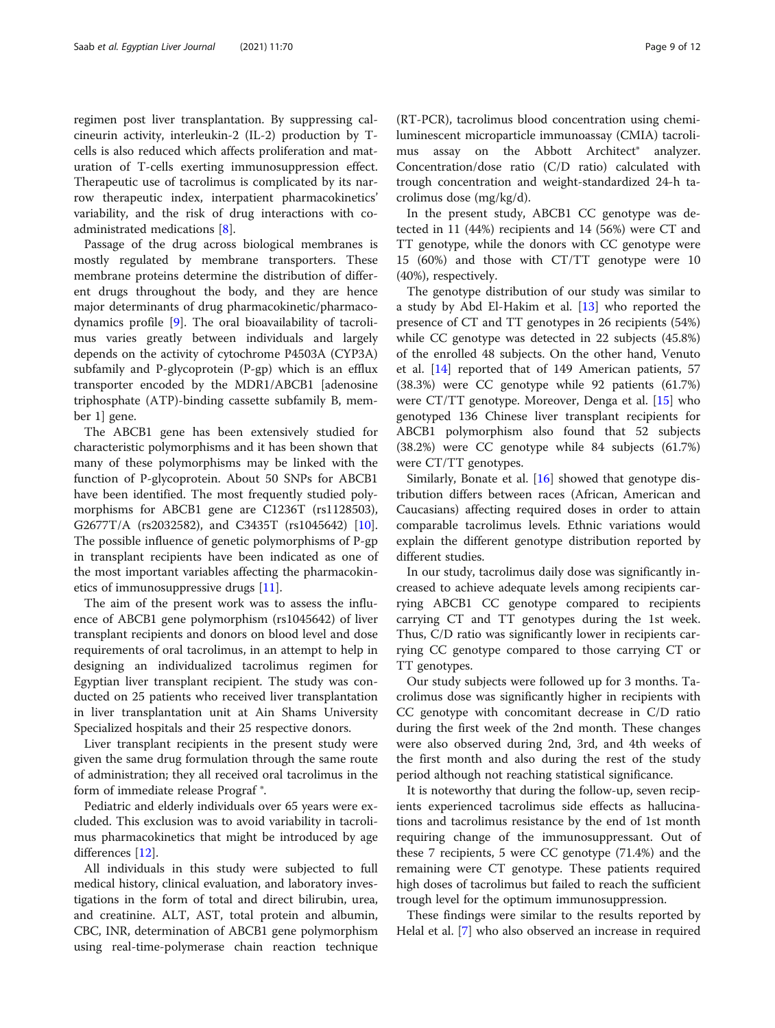regimen post liver transplantation. By suppressing calcineurin activity, interleukin-2 (IL-2) production by T-cells is also reduced which affects proliferation and maturation of T-cells exerting immunosuppression effect. Therapeutic use of tacrolimus is complicated by its narrow therapeutic index, interpatient pharmacokinetics' variability, and the risk of drug interactions with co-administrated medications [8].

Passage of the drug across biological membranes is mostly regulated by membrane transporters. These membrane proteins determine the distribution of different drugs throughout the body, and they are hence major determinants of drug pharmacokinetic/pharmacodynamics profile [9]. The oral bioavailability of tacrolimus varies greatly between individuals and largely depends on the activity of cytochrome P4503A (CYP3A) subfamily and P-glycoprotein (P-gp) which is an efflux transporter encoded by the MDR1/ABCB1 [adenosine triphosphate (ATP)-binding cassette subfamily B, member 1] gene.

The ABCB1 gene has been extensively studied for characteristic polymorphisms and it has been shown that many of these polymorphisms may be linked with the function of P-glycoprotein. About 50 SNPs for ABCB1 have been identified. The most frequently studied polymorphisms for ABCB1 gene are C1236T (rs1128503), G2677T/A (rs2032582), and C3435T (rs1045642) [10]. The possible influence of genetic polymorphisms of P-gp in transplant recipients have been indicated as one of the most important variables affecting the pharmacokinetics of immunosuppressive drugs [11].

The aim of the present work was to assess the influence of ABCB1 gene polymorphism (rs1045642) of liver transplant recipients and donors on blood level and dose requirements of oral tacrolimus, in an attempt to help in designing an individualized tacrolimus regimen for Egyptian liver transplant recipient. The study was conducted on 25 patients who received liver transplantation in liver transplantation unit at Ain Shams University Specialized hospitals and their 25 respective donors.

Liver transplant recipients in the present study were given the same drug formulation through the same route of administration; they all received oral tacrolimus in the form of immediate release Prograf ®.

Pediatric and elderly individuals over 65 years were excluded. This exclusion was to avoid variability in tacrolimus pharmacokinetics that might be introduced by age differences [12].

All individuals in this study were subjected to full medical history, clinical evaluation, and laboratory investigations in the form of total and direct bilirubin, urea, and creatinine. ALT, AST, total protein and albumin, CBC, INR, determination of ABCB1 gene polymorphism using real-time-polymerase chain reaction technique (RT-PCR), tacrolimus blood concentration using chemiluminescent microparticle immunoassay (CMIA) tacrolimus assay on the Abbott Architect® analyzer. Concentration/dose ratio (C/D ratio) calculated with trough concentration and weight-standardized 24-h tacrolimus dose (mg/kg/d).

In the present study, ABCB1 CC genotype was detected in 11 (44%) recipients and 14 (56%) were CT and TT genotype, while the donors with CC genotype were 15 (60%) and those with CT/TT genotype were 10 (40%), respectively.

The genotype distribution of our study was similar to a study by Abd El-Hakim et al. [13] who reported the presence of CT and TT genotypes in 26 recipients (54%) while CC genotype was detected in 22 subjects (45.8%) of the enrolled 48 subjects. On the other hand, Venuto et al. [14] reported that of 149 American patients, 57 (38.3%) were CC genotype while 92 patients (61.7%) were CT/TT genotype. Moreover, Denga et al. [15] who genotyped 136 Chinese liver transplant recipients for ABCB1 polymorphism also found that 52 subjects (38.2%) were CC genotype while 84 subjects (61.7%) were CT/TT genotypes.

Similarly, Bonate et al. [16] showed that genotype distribution differs between races (African, American and Caucasians) affecting required doses in order to attain comparable tacrolimus levels. Ethnic variations would explain the different genotype distribution reported by different studies.

In our study, tacrolimus daily dose was significantly increased to achieve adequate levels among recipients carrying ABCB1 CC genotype compared to recipients carrying CT and TT genotypes during the 1st week. Thus, C/D ratio was significantly lower in recipients carrying CC genotype compared to those carrying CT or TT genotypes.

Our study subjects were followed up for 3 months. Tacrolimus dose was significantly higher in recipients with CC genotype with concomitant decrease in C/D ratio during the first week of the 2nd month. These changes were also observed during 2nd, 3rd, and 4th weeks of the first month and also during the rest of the study period although not reaching statistical significance.

It is noteworthy that during the follow-up, seven recipients experienced tacrolimus side effects as hallucinations and tacrolimus resistance by the end of 1st month requiring change of the immunosuppressant. Out of these 7 recipients, 5 were CC genotype (71.4%) and the remaining were CT genotype. These patients required high doses of tacrolimus but failed to reach the sufficient trough level for the optimum immunosuppression.

These findings were similar to the results reported by Helal et al. [7] who also observed an increase in required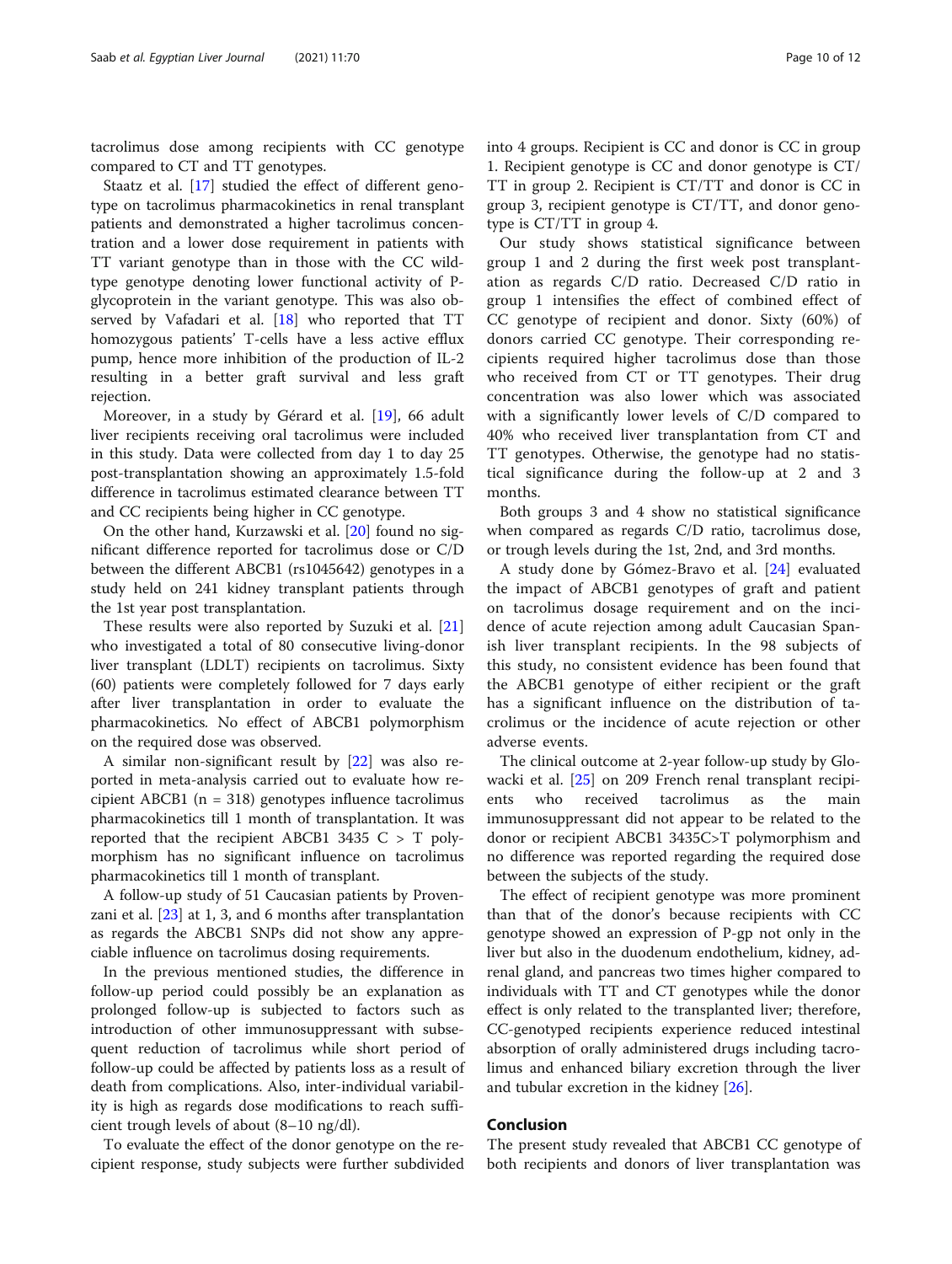tacrolimus dose among recipients with CC genotype compared to CT and TT genotypes.

Staatz et al. [17] studied the effect of different genotype on tacrolimus pharmacokinetics in renal transplant patients and demonstrated a higher tacrolimus concentration and a lower dose requirement in patients with TT variant genotype than in those with the CC wild-type genotype denoting lower functional activity of P-glycoprotein in the variant genotype. This was also observed by Vafadari et al. [18] who reported that TT homozygous patients' T-cells have a less active efflux pump, hence more inhibition of the production of IL-2 resulting in a better graft survival and less graft rejection.

Moreover, in a study by Gérard et al. [19], 66 adult liver recipients receiving oral tacrolimus were included in this study. Data were collected from day 1 to day 25 post-transplantation showing an approximately 1.5-fold difference in tacrolimus estimated clearance between TT and CC recipients being higher in CC genotype.

On the other hand, Kurzawski et al. [20] found no significant difference reported for tacrolimus dose or C/D between the different ABCB1 (rs1045642) genotypes in a study held on 241 kidney transplant patients through the 1st year post transplantation.

These results were also reported by Suzuki et al. [21] who investigated a total of 80 consecutive living-donor liver transplant (LDLT) recipients on tacrolimus. Sixty (60) patients were completely followed for 7 days early after liver transplantation in order to evaluate the pharmacokinetics. No effect of ABCB1 polymorphism on the required dose was observed.

A similar non-significant result by [22] was also reported in meta-analysis carried out to evaluate how recipient ABCB1 (n = 318) genotypes influence tacrolimus pharmacokinetics till 1 month of transplantation. It was reported that the recipient ABCB1 3435 C > T polymorphism has no significant influence on tacrolimus pharmacokinetics till 1 month of transplant.

A follow-up study of 51 Caucasian patients by Provenzani et al. [23] at 1, 3, and 6 months after transplantation as regards the ABCB1 SNPs did not show any appreciable influence on tacrolimus dosing requirements.

In the previous mentioned studies, the difference in follow-up period could possibly be an explanation as prolonged follow-up is subjected to factors such as introduction of other immunosuppressant with subsequent reduction of tacrolimus while short period of follow-up could be affected by patients loss as a result of death from complications. Also, inter-individual variability is high as regards dose modifications to reach sufficient trough levels of about (8–10 ng/dl).

To evaluate the effect of the donor genotype on the recipient response, study subjects were further subdivided into 4 groups. Recipient is CC and donor is CC in group 1. Recipient genotype is CC and donor genotype is CT/TT in group 2. Recipient is CT/TT and donor is CC in group 3, recipient genotype is CT/TT, and donor genotype is CT/TT in group 4.

Our study shows statistical significance between group 1 and 2 during the first week post transplantation as regards C/D ratio. Decreased C/D ratio in group 1 intensifies the effect of combined effect of CC genotype of recipient and donor. Sixty (60%) of donors carried CC genotype. Their corresponding recipients required higher tacrolimus dose than those who received from CT or TT genotypes. Their drug concentration was also lower which was associated with a significantly lower levels of C/D compared to 40% who received liver transplantation from CT and TT genotypes. Otherwise, the genotype had no statistical significance during the follow-up at 2 and 3 months.

Both groups 3 and 4 show no statistical significance when compared as regards C/D ratio, tacrolimus dose, or trough levels during the 1st, 2nd, and 3rd months.

A study done by Gómez-Bravo et al. [24] evaluated the impact of ABCB1 genotypes of graft and patient on tacrolimus dosage requirement and on the incidence of acute rejection among adult Caucasian Spanish liver transplant recipients. In the 98 subjects of this study, no consistent evidence has been found that the ABCB1 genotype of either recipient or the graft has a significant influence on the distribution of tacrolimus or the incidence of acute rejection or other adverse events.

The clinical outcome at 2-year follow-up study by Glowacki et al. [25] on 209 French renal transplant recipients who received tacrolimus as the main immunosuppressant did not appear to be related to the donor or recipient ABCB1 3435C>T polymorphism and no difference was reported regarding the required dose between the subjects of the study.

The effect of recipient genotype was more prominent than that of the donor's because recipients with CC genotype showed an expression of P-gp not only in the liver but also in the duodenum endothelium, kidney, adrenal gland, and pancreas two times higher compared to individuals with TT and CT genotypes while the donor effect is only related to the transplanted liver; therefore, CC-genotyped recipients experience reduced intestinal absorption of orally administered drugs including tacrolimus and enhanced biliary excretion through the liver and tubular excretion in the kidney [26].

## Conclusion

The present study revealed that ABCB1 CC genotype of both recipients and donors of liver transplantation was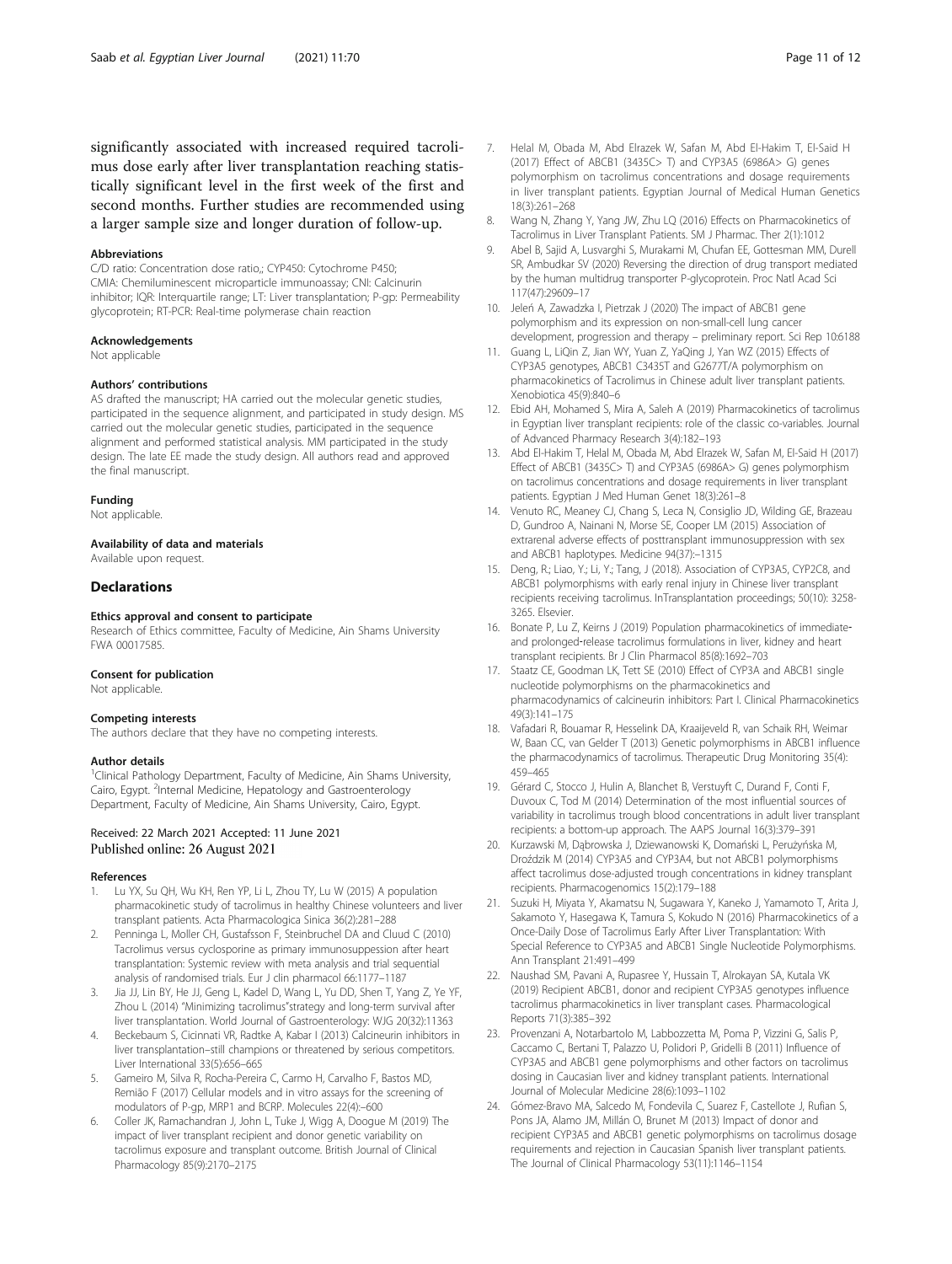significantly associated with increased required tacrolimus dose early after liver transplantation reaching statistically significant level in the first week of the first and second months. Further studies are recommended using a larger sample size and longer duration of follow-up.

#### Abbreviations

C/D ratio: Concentration dose ratio,; CYP450: Cytochrome P450; CMIA: Chemiluminescent microparticle immunoassay; CNI: Calcinurin inhibitor; IQR: Interquartile range; LT: Liver transplantation; P-gp: Permeability glycoprotein; RT-PCR: Real-time polymerase chain reaction

#### Acknowledgements

Not applicable

#### Authors' contributions

AS drafted the manuscript; HA carried out the molecular genetic studies, participated in the sequence alignment, and participated in study design. MS carried out the molecular genetic studies, participated in the sequence alignment and performed statistical analysis. MM participated in the study design. The late EE made the study design. All authors read and approved the final manuscript.

#### Funding

Not applicable.

#### Availability of data and materials

Available upon request.

## Declarations

#### Ethics approval and consent to participate

Research of Ethics committee, Faculty of Medicine, Ain Shams University FWA 00017585.

#### Consent for publication

Not applicable.

#### Competing interests

The authors declare that they have no competing interests.

#### Author details

[1]Clinical Pathology Department, Faculty of Medicine, Ain Shams University, Cairo, Egypt. [2]Internal Medicine, Hepatology and Gastroenterology Department, Faculty of Medicine, Ain Shams University, Cairo, Egypt.

Received: 22 March 2021 Accepted: 11 June 2021
Published online: 26 August 2021

#### References

1. Lu YX, Su QH, Wu KH, Ren YP, Li L, Zhou TY, Lu W (2015) A population pharmacokinetic study of tacrolimus in healthy Chinese volunteers and liver transplant patients. Acta Pharmacologica Sinica 36(2):281–288
2. Penninga L, Moller CH, Gustafsson F, Steinbruchel DA and Cluud C (2010) Tacrolimus versus cyclosporine as primary immunosuppression after heart transplantation: Systemic review with meta analysis and trial sequential analysis of randomised trials. Eur J clin pharmacol 66:1177–1187
3. Jia JJ, Lin BY, He JJ, Geng L, Kadel D, Wang L, Yu DD, Shen T, Yang Z, Ye YF, Zhou L (2014) "Minimizing tacrolimus"strategy and long-term survival after liver transplantation. World Journal of Gastroenterology: WJG 20(32):11363
4. Beckebaum S, Cicinnati VR, Radtke A, Kabar I (2013) Calcineurin inhibitors in liver transplantation–still champions or threatened by serious competitors. Liver International 33(5):656–665
5. Gameiro M, Silva R, Rocha-Pereira C, Carmo H, Carvalho F, Bastos MD, Remião F (2017) Cellular models and in vitro assays for the screening of modulators of P-gp, MRP1 and BCRP. Molecules 22(4):–600
6. Coller JK, Ramachandran J, John L, Tuke J, Wigg A, Doogue M (2019) The impact of liver transplant recipient and donor genetic variability on tacrolimus exposure and transplant outcome. British Journal of Clinical Pharmacology 85(9):2170–2175
7. Helal M, Obada M, Abd Elrazek W, Safan M, Abd El-Hakim T, El-Said H (2017) Effect of ABCB1 (3435C> T) and CYP3A5 (6986A> G) genes polymorphism on tacrolimus concentrations and dosage requirements in liver transplant patients. Egyptian Journal of Medical Human Genetics 18(3):261–268
8. Wang N, Zhang Y, Yang JW, Zhu LQ (2016) Effects on Pharmacokinetics of Tacrolimus in Liver Transplant Patients. SM J Pharmac. Ther 2(1):1012
9. Abel B, Sajid A, Lusvarghi S, Murakami M, Chufan EE, Gottesman MM, Durell SR, Ambudkar SV (2020) Reversing the direction of drug transport mediated by the human multidrug transporter P-glycoprotein. Proc Natl Acad Sci 117(47):29609–17
10. Jeleń A, Zawadzka I, Pietrzak J (2020) The impact of ABCB1 gene polymorphism and its expression on non-small-cell lung cancer development, progression and therapy – preliminary report. Sci Rep 10:6188
11. Guang L, LiQin Z, Jian WY, Yuan Z, YaQing J, Yan WZ (2015) Effects of CYP3A5 genotypes, ABCB1 C3435T and G2677T/A polymorphism on pharmacokinetics of Tacrolimus in Chinese adult liver transplant patients. Xenobiotica 45(9):840–6
12. Ebid AH, Mohamed S, Mira A, Saleh A (2019) Pharmacokinetics of tacrolimus in Egyptian liver transplant recipients: role of the classic co-variables. Journal of Advanced Pharmacy Research 3(4):182–193
13. Abd El-Hakim T, Helal M, Obada M, Abd Elrazek W, Safan M, El-Said H (2017) Effect of ABCB1 (3435C> T) and CYP3A5 (6986A> G) genes polymorphism on tacrolimus concentrations and dosage requirements in liver transplant patients. Egyptian J Med Human Genet 18(3):261–8
14. Venuto RC, Meaney CJ, Chang S, Leca N, Consiglio JD, Wilding GE, Brazeau D, Gundroo A, Nainani N, Morse SE, Cooper LM (2015) Association of extrarenal adverse effects of posttransplant immunosuppression with sex and ABCB1 haplotypes. Medicine 94(37):–1315
15. Deng, R.; Liao, Y.; Li, Y.; Tang, J (2018). Association of CYP3A5, CYP2C8, and ABCB1 polymorphisms with early renal injury in Chinese liver transplant recipients receiving tacrolimus. InTransplantation proceedings; 50(10): 3258-3265. Elsevier.
16. Bonate P, Lu Z, Keirns J (2019) Population pharmacokinetics of immediate-and prolonged-release tacrolimus formulations in liver, kidney and heart transplant recipients. Br J Clin Pharmacol 85(8):1692–703
17. Staatz CE, Goodman LK, Tett SE (2010) Effect of CYP3A and ABCB1 single nucleotide polymorphisms on the pharmacokinetics and pharmacodynamics of calcineurin inhibitors: Part I. Clinical Pharmacokinetics 49(3):141–175
18. Vafadari R, Bouamar R, Hesselink DA, Kraaijeveld R, van Schaik RH, Weimar W, Baan CC, van Gelder T (2013) Genetic polymorphisms in ABCB1 influence the pharmacodynamics of tacrolimus. Therapeutic Drug Monitoring 35(4): 459–465
19. Gérard C, Stocco J, Hulin A, Blanchet B, Verstuyft C, Durand F, Conti F, Duvoux C, Tod M (2014) Determination of the most influential sources of variability in tacrolimus trough blood concentrations in adult liver transplant recipients: a bottom-up approach. The AAPS Journal 16(3):379–391
20. Kurzawski M, Dąbrowska J, Dziewanowski K, Domański L, Perużyńska M, Droździk M (2014) CYP3A5 and CYP3A4, but not ABCB1 polymorphisms affect tacrolimus dose-adjusted trough concentrations in kidney transplant recipients. Pharmacogenomics 15(2):179–188
21. Suzuki H, Miyata Y, Akamatsu N, Sugawara Y, Kaneko J, Yamamoto T, Arita J, Sakamoto Y, Hasegawa K, Tamura S, Kokudo N (2016) Pharmacokinetics of a Once-Daily Dose of Tacrolimus Early After Liver Transplantation: With Special Reference to CYP3A5 and ABCB1 Single Nucleotide Polymorphisms. Ann Transplant 21:491–499
22. Naushad SM, Pavani A, Rupasree Y, Hussain T, Alrokayan SA, Kutala VK (2019) Recipient ABCB1, donor and recipient CYP3A5 genotypes influence tacrolimus pharmacokinetics in liver transplant cases. Pharmacological Reports 71(3):385–392
23. Provenzani A, Notarbartolo M, Labbozzetta M, Poma P, Vizzini G, Salis P, Caccamo C, Bertani T, Palazzo U, Polidori P, Gridelli B (2011) Influence of CYP3A5 and ABCB1 gene polymorphisms and other factors on tacrolimus dosing in Caucasian liver and kidney transplant patients. International Journal of Molecular Medicine 28(6):1093–1102
24. Gómez-Bravo MA, Salcedo M, Fondevila C, Suarez F, Castellote J, Rufian S, Pons JA, Alamo JM, Millán O, Brunet M (2013) Impact of donor and recipient CYP3A5 and ABCB1 genetic polymorphisms on tacrolimus dosage requirements and rejection in Caucasian Spanish liver transplant patients. The Journal of Clinical Pharmacology 53(11):1146–1154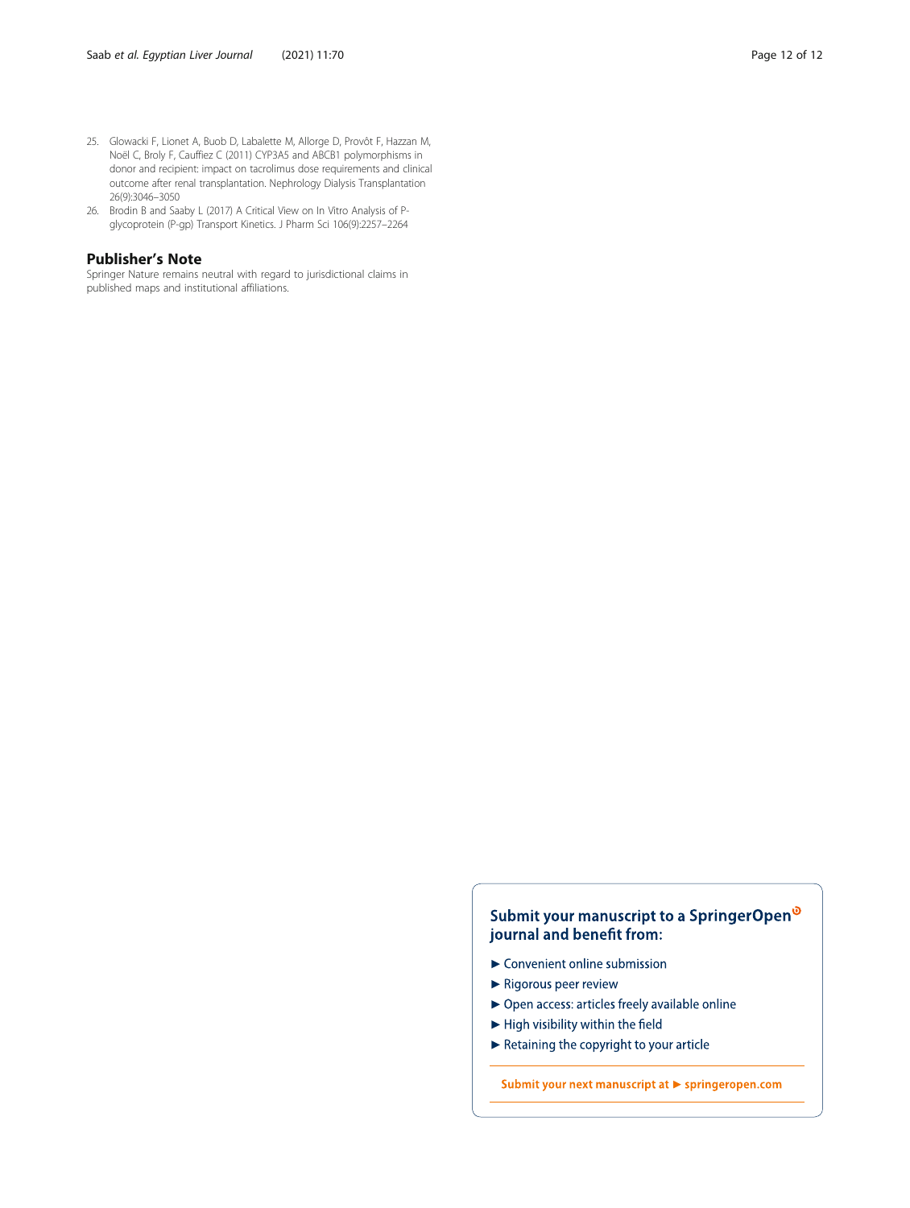25. Glowacki F, Lionet A, Buob D, Labalette M, Allorge D, Provôt F, Hazzan M, Noël C, Broly F, Cauffiez C (2011) CYP3A5 and ABCB1 polymorphisms in donor and recipient: impact on tacrolimus dose requirements and clinical outcome after renal transplantation. Nephrology Dialysis Transplantation 26(9):3046–3050
26. Brodin B and Saaby L (2017) A Critical View on In Vitro Analysis of P-glycoprotein (P-gp) Transport Kinetics. J Pharm Sci 106(9):2257–2264

## Publisher's Note

Springer Nature remains neutral with regard to jurisdictional claims in published maps and institutional affiliations.

**Submit your manuscript to a SpringerOpen journal and benefit from:**

- ► Convenient online submission
- ► Rigorous peer review
- ► Open access: articles freely available online
- ► High visibility within the field
- ► Retaining the copyright to your article

**Submit your next manuscript at ► springeropen.com**